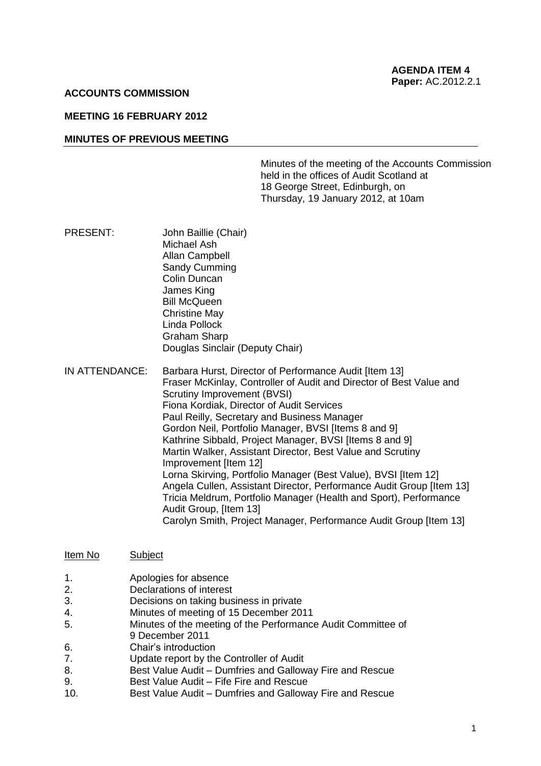**AGENDA ITEM 4**
**Paper:** AC.2012.2.1

**ACCOUNTS COMMISSION**

**MEETING 16 FEBRUARY 2012**

**MINUTES OF PREVIOUS MEETING**

Minutes of the meeting of the Accounts Commission held in the offices of Audit Scotland at 18 George Street, Edinburgh, on Thursday, 19 January 2012, at 10am

PRESENT:

John Baillie (Chair)
Michael Ash
Allan Campbell
Sandy Cumming
Colin Duncan
James King
Bill McQueen
Christine May
Linda Pollock
Graham Sharp
Douglas Sinclair (Deputy Chair)

IN ATTENDANCE:

Barbara Hurst, Director of Performance Audit [Item 13]
Fraser McKinlay, Controller of Audit and Director of Best Value and Scrutiny Improvement (BVSI)
Fiona Kordiak, Director of Audit Services
Paul Reilly, Secretary and Business Manager
Gordon Neil, Portfolio Manager, BVSI [Items 8 and 9]
Kathrine Sibbald, Project Manager, BVSI [Items 8 and 9]
Martin Walker, Assistant Director, Best Value and Scrutiny Improvement [Item 12]
Lorna Skirving, Portfolio Manager (Best Value), BVSI [Item 12]
Angela Cullen, Assistant Director, Performance Audit Group [Item 13]
Tricia Meldrum, Portfolio Manager (Health and Sport), Performance Audit Group, [Item 13]
Carolyn Smith, Project Manager, Performance Audit Group [Item 13]

| Item No | Subject |
|---|---|
| 1. | Apologies for absence |
| 2. | Declarations of interest |
| 3. | Decisions on taking business in private |
| 4. | Minutes of meeting of 15 December 2011 |
| 5. | Minutes of the meeting of the Performance Audit Committee of 9 December 2011 |
| 6. | Chair's introduction |
| 7. | Update report by the Controller of Audit |
| 8. | Best Value Audit – Dumfries and Galloway Fire and Rescue |
| 9. | Best Value Audit – Fife Fire and Rescue |
| 10. | Best Value Audit – Dumfries and Galloway Fire and Rescue |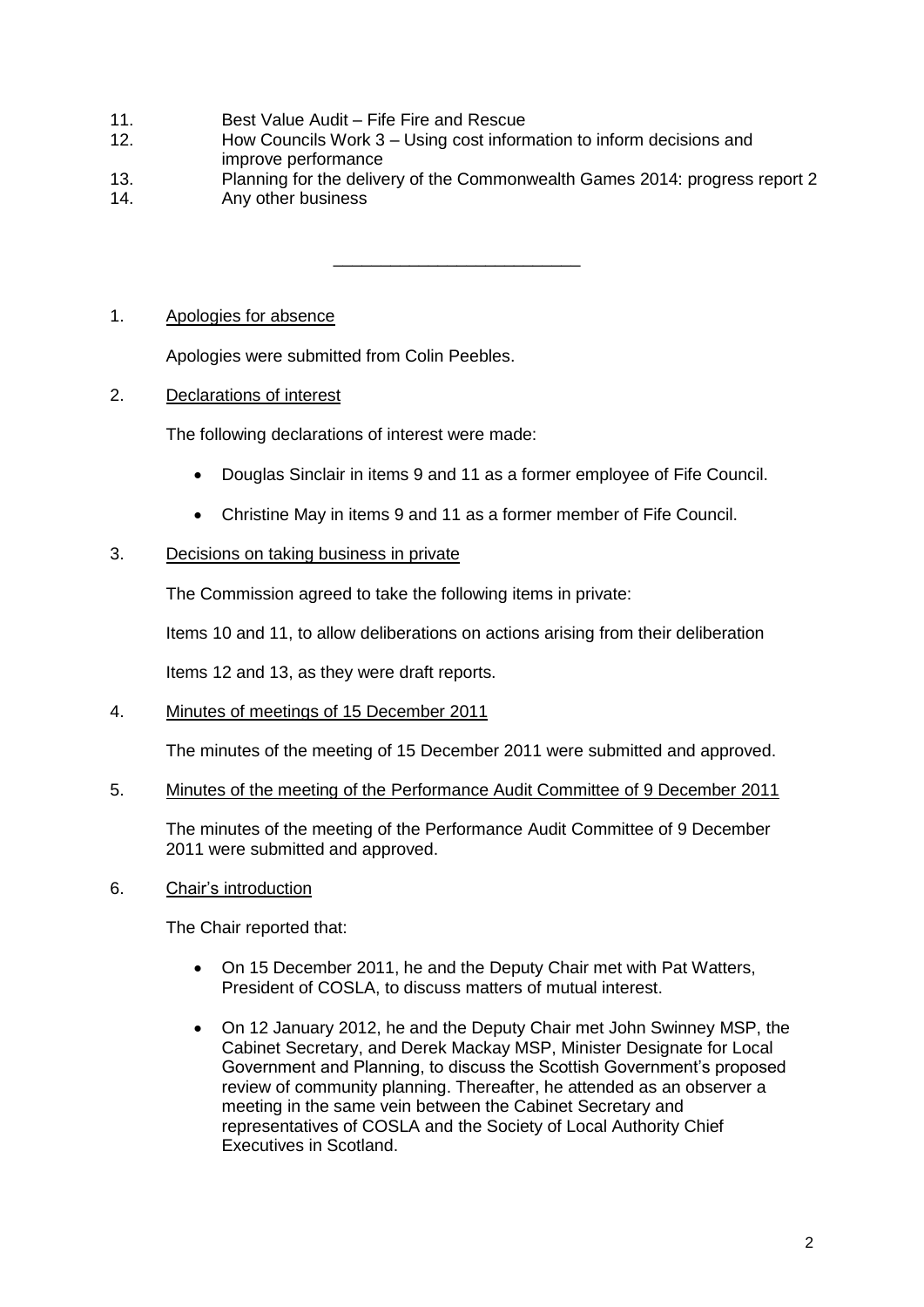11. Best Value Audit – Fife Fire and Rescue
12. How Councils Work 3 – Using cost information to inform decisions and improve performance
13. Planning for the delivery of the Commonwealth Games 2014: progress report 2
14. Any other business

---

1. Apologies for absence

   Apologies were submitted from Colin Peebles.

2. Declarations of interest

   The following declarations of interest were made:

   - Douglas Sinclair in items 9 and 11 as a former employee of Fife Council.
   - Christine May in items 9 and 11 as a former member of Fife Council.

3. Decisions on taking business in private

   The Commission agreed to take the following items in private:

   Items 10 and 11, to allow deliberations on actions arising from their deliberation

   Items 12 and 13, as they were draft reports.

4. Minutes of meetings of 15 December 2011

   The minutes of the meeting of 15 December 2011 were submitted and approved.

5. Minutes of the meeting of the Performance Audit Committee of 9 December 2011

   The minutes of the meeting of the Performance Audit Committee of 9 December 2011 were submitted and approved.

6. Chair's introduction

   The Chair reported that:

   - On 15 December 2011, he and the Deputy Chair met with Pat Watters, President of COSLA, to discuss matters of mutual interest.
   - On 12 January 2012, he and the Deputy Chair met John Swinney MSP, the Cabinet Secretary, and Derek Mackay MSP, Minister Designate for Local Government and Planning, to discuss the Scottish Government's proposed review of community planning. Thereafter, he attended as an observer a meeting in the same vein between the Cabinet Secretary and representatives of COSLA and the Society of Local Authority Chief Executives in Scotland.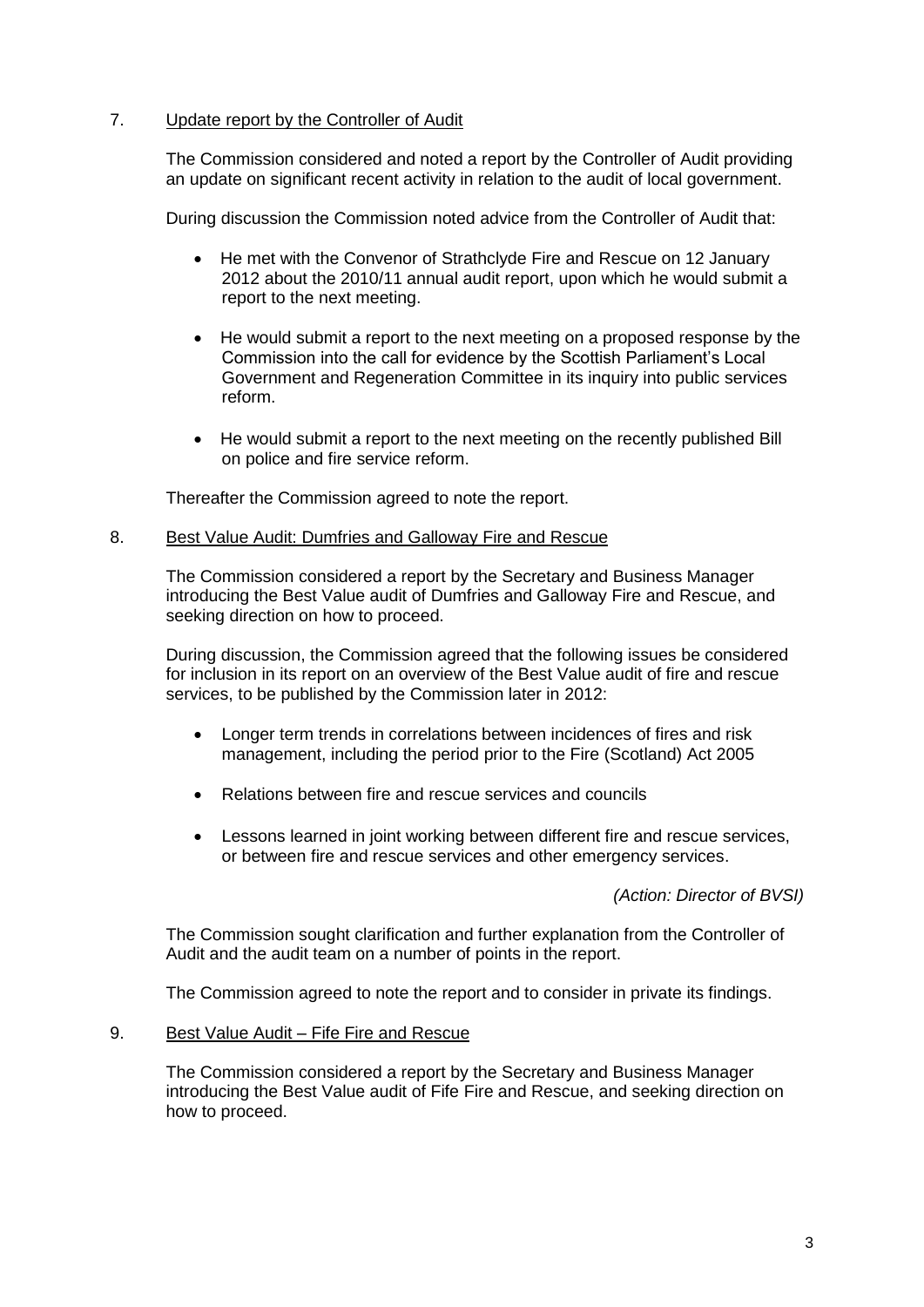7. <u>Update report by the Controller of Audit</u>

The Commission considered and noted a report by the Controller of Audit providing an update on significant recent activity in relation to the audit of local government.

During discussion the Commission noted advice from the Controller of Audit that:

- He met with the Convenor of Strathclyde Fire and Rescue on 12 January 2012 about the 2010/11 annual audit report, upon which he would submit a report to the next meeting.

- He would submit a report to the next meeting on a proposed response by the Commission into the call for evidence by the Scottish Parliament's Local Government and Regeneration Committee in its inquiry into public services reform.

- He would submit a report to the next meeting on the recently published Bill on police and fire service reform.

Thereafter the Commission agreed to note the report.

8. <u>Best Value Audit: Dumfries and Galloway Fire and Rescue</u>

The Commission considered a report by the Secretary and Business Manager introducing the Best Value audit of Dumfries and Galloway Fire and Rescue, and seeking direction on how to proceed.

During discussion, the Commission agreed that the following issues be considered for inclusion in its report on an overview of the Best Value audit of fire and rescue services, to be published by the Commission later in 2012:

- Longer term trends in correlations between incidences of fires and risk management, including the period prior to the Fire (Scotland) Act 2005

- Relations between fire and rescue services and councils

- Lessons learned in joint working between different fire and rescue services, or between fire and rescue services and other emergency services.

*(Action: Director of BVSI)*

The Commission sought clarification and further explanation from the Controller of Audit and the audit team on a number of points in the report.

The Commission agreed to note the report and to consider in private its findings.

9. <u>Best Value Audit – Fife Fire and Rescue</u>

The Commission considered a report by the Secretary and Business Manager introducing the Best Value audit of Fife Fire and Rescue, and seeking direction on how to proceed.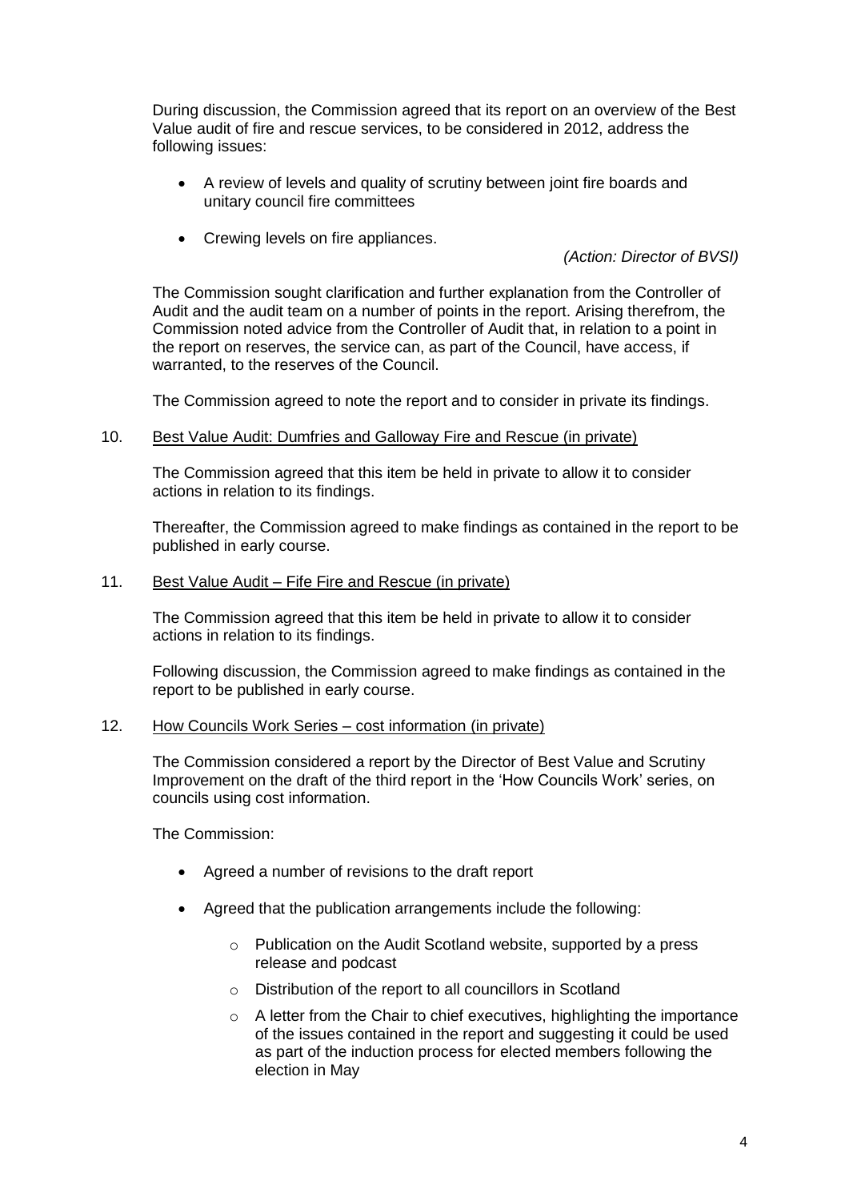During discussion, the Commission agreed that its report on an overview of the Best Value audit of fire and rescue services, to be considered in 2012, address the following issues:

- A review of levels and quality of scrutiny between joint fire boards and unitary council fire committees
- Crewing levels on fire appliances.

*(Action: Director of BVSI)*

The Commission sought clarification and further explanation from the Controller of Audit and the audit team on a number of points in the report. Arising therefrom, the Commission noted advice from the Controller of Audit that, in relation to a point in the report on reserves, the service can, as part of the Council, have access, if warranted, to the reserves of the Council.

The Commission agreed to note the report and to consider in private its findings.

10. <u>Best Value Audit: Dumfries and Galloway Fire and Rescue (in private)</u>

The Commission agreed that this item be held in private to allow it to consider actions in relation to its findings.

Thereafter, the Commission agreed to make findings as contained in the report to be published in early course.

11. <u>Best Value Audit – Fife Fire and Rescue (in private)</u>

The Commission agreed that this item be held in private to allow it to consider actions in relation to its findings.

Following discussion, the Commission agreed to make findings as contained in the report to be published in early course.

12. <u>How Councils Work Series – cost information (in private)</u>

The Commission considered a report by the Director of Best Value and Scrutiny Improvement on the draft of the third report in the 'How Councils Work' series, on councils using cost information.

The Commission:

- Agreed a number of revisions to the draft report
- Agreed that the publication arrangements include the following:
  - Publication on the Audit Scotland website, supported by a press release and podcast
  - Distribution of the report to all councillors in Scotland
  - A letter from the Chair to chief executives, highlighting the importance of the issues contained in the report and suggesting it could be used as part of the induction process for elected members following the election in May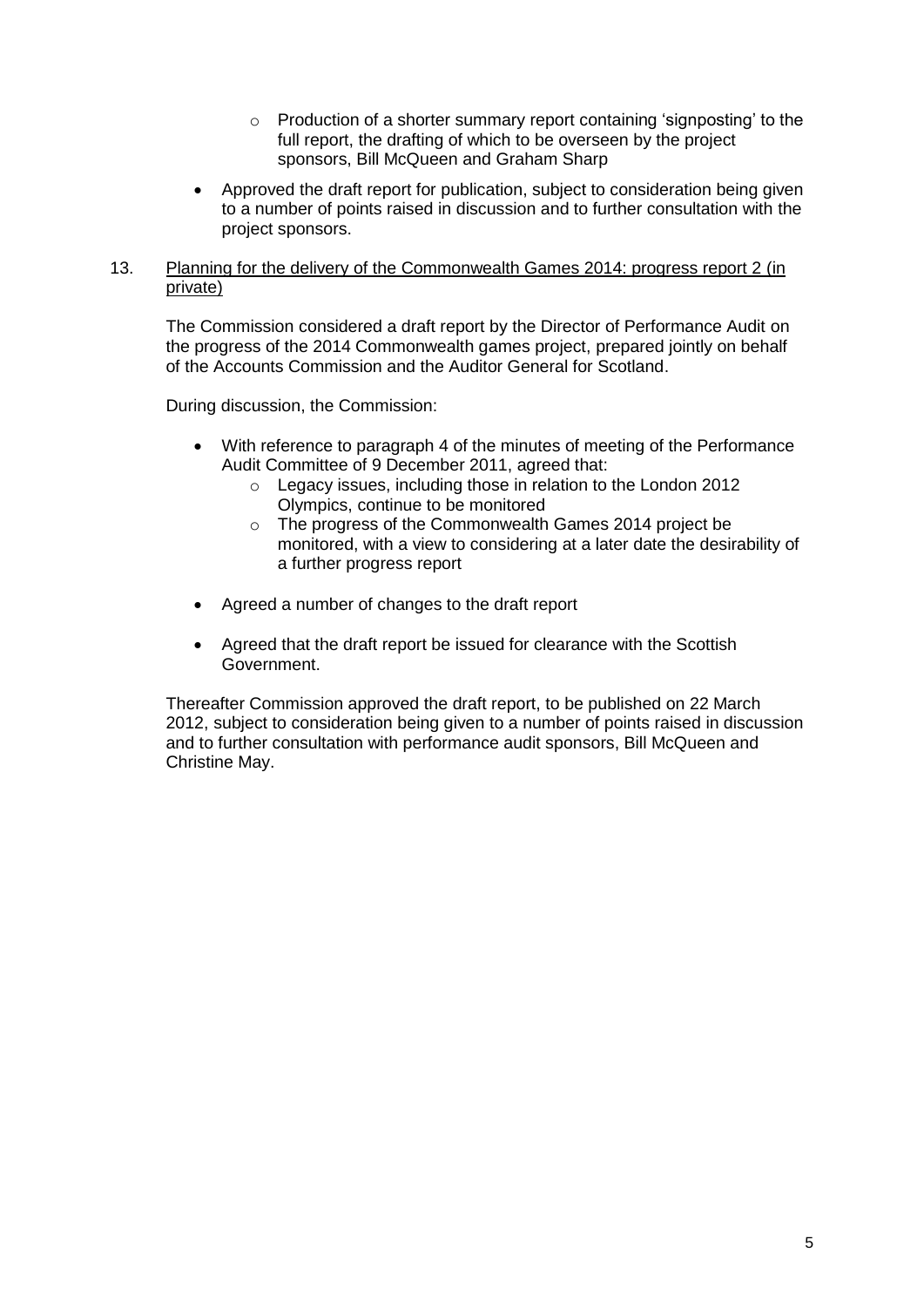- Production of a shorter summary report containing 'signposting' to the full report, the drafting of which to be overseen by the project sponsors, Bill McQueen and Graham Sharp

- Approved the draft report for publication, subject to consideration being given to a number of points raised in discussion and to further consultation with the project sponsors.

13. Planning for the delivery of the Commonwealth Games 2014: progress report 2 (in private)

The Commission considered a draft report by the Director of Performance Audit on the progress of the 2014 Commonwealth games project, prepared jointly on behalf of the Accounts Commission and the Auditor General for Scotland.

During discussion, the Commission:

- With reference to paragraph 4 of the minutes of meeting of the Performance Audit Committee of 9 December 2011, agreed that:
    - Legacy issues, including those in relation to the London 2012 Olympics, continue to be monitored
    - The progress of the Commonwealth Games 2014 project be monitored, with a view to considering at a later date the desirability of a further progress report

- Agreed a number of changes to the draft report

- Agreed that the draft report be issued for clearance with the Scottish Government.

Thereafter Commission approved the draft report, to be published on 22 March 2012, subject to consideration being given to a number of points raised in discussion and to further consultation with performance audit sponsors, Bill McQueen and Christine May.